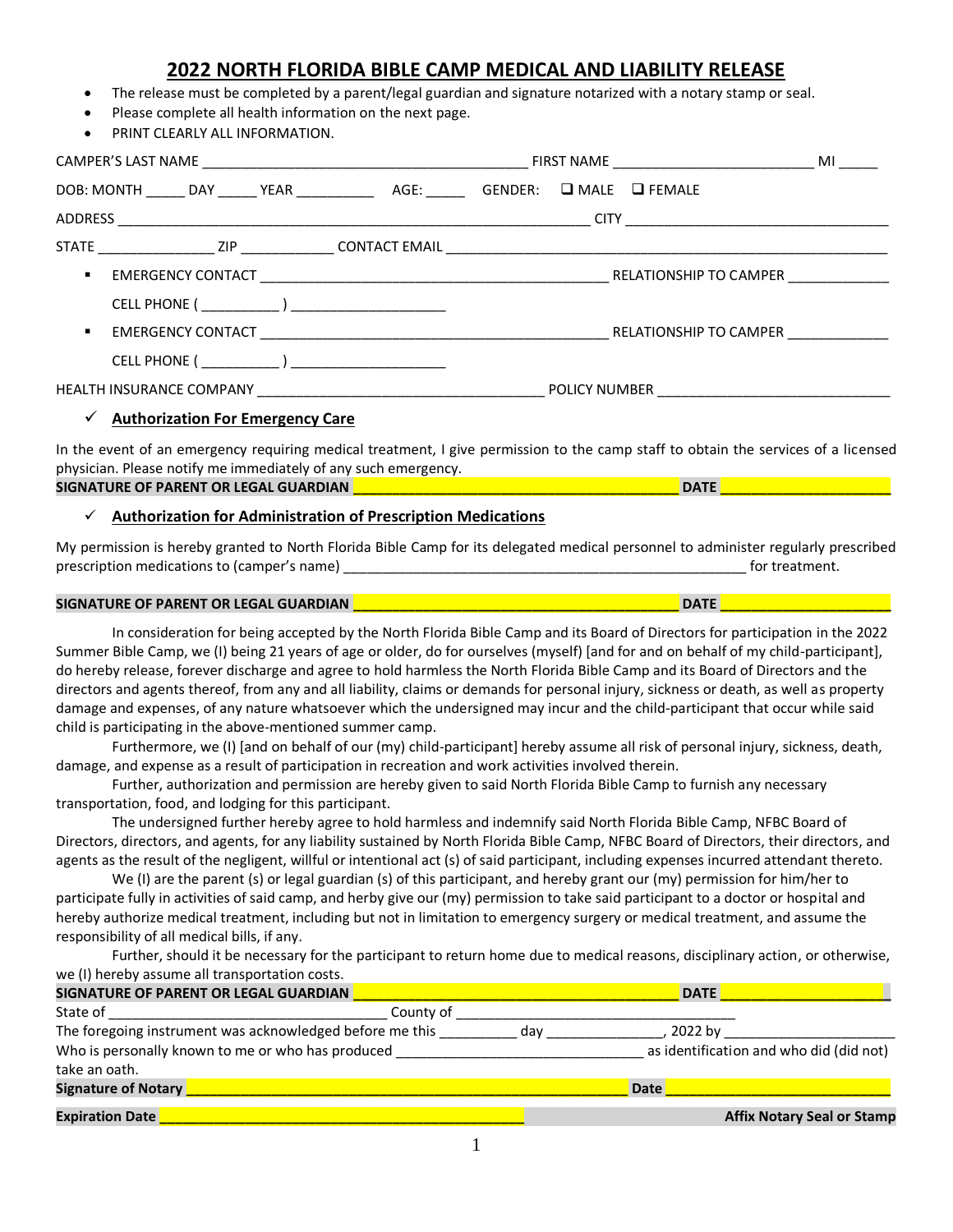# 2022 NORTH FLORIDA BIBLE CAMP MEDICAL AND LIABILITY RELEASE

- The release must be completed by a parent/legal guardian and signature notarized with a notary stamp or seal.
- Please complete all health information on the next page.
- PRINT CLEARLY ALL INFORMATION.

CAMPER'S LAST NAME ________________________________________ FIRST NAME _________________________ MI _____

DOB: MONTH _____ DAY _____ YEAR __________ AGE: _____ GENDER: ❑ MALE ❑ FEMALE

ADDRESS ____________________________________________________________ CITY _________________________________

STATE _______________ ZIP ____________ CONTACT EMAIL ___________________________________________________________

- EMERGENCY CONTACT ______________________________________________ RELATIONSHIP TO CAMPER _____________

  CELL PHONE ( __________ ) ____________________

- EMERGENCY CONTACT ______________________________________________ RELATIONSHIP TO CAMPER _____________

  CELL PHONE ( __________ ) ____________________

HEALTH INSURANCE COMPANY _____________________________________ POLICY NUMBER _____________________________

### ✓ Authorization For Emergency Care

In the event of an emergency requiring medical treatment, I give permission to the camp staff to obtain the services of a licensed physician. Please notify me immediately of any such emergency.

**SIGNATURE OF PARENT OR LEGAL GUARDIAN ________________________________________ DATE ____________________**

### ✓ Authorization for Administration of Prescription Medications

My permission is hereby granted to North Florida Bible Camp for its delegated medical personnel to administer regularly prescribed prescription medications to (camper's name) ____________________________________________________ for treatment.

**SIGNATURE OF PARENT OR LEGAL GUARDIAN ________________________________________ DATE ____________________**

In consideration for being accepted by the North Florida Bible Camp and its Board of Directors for participation in the 2022 Summer Bible Camp, we (I) being 21 years of age or older, do for ourselves (myself) [and for and on behalf of my child-participant], do hereby release, forever discharge and agree to hold harmless the North Florida Bible Camp and its Board of Directors and the directors and agents thereof, from any and all liability, claims or demands for personal injury, sickness or death, as well as property damage and expenses, of any nature whatsoever which the undersigned may incur and the child-participant that occur while said child is participating in the above-mentioned summer camp.

Furthermore, we (I) [and on behalf of our (my) child-participant] hereby assume all risk of personal injury, sickness, death, damage, and expense as a result of participation in recreation and work activities involved therein.

Further, authorization and permission are hereby given to said North Florida Bible Camp to furnish any necessary transportation, food, and lodging for this participant.

The undersigned further hereby agree to hold harmless and indemnify said North Florida Bible Camp, NFBC Board of Directors, directors, and agents, for any liability sustained by North Florida Bible Camp, NFBC Board of Directors, their directors, and agents as the result of the negligent, willful or intentional act (s) of said participant, including expenses incurred attendant thereto.

We (I) are the parent (s) or legal guardian (s) of this participant, and hereby grant our (my) permission for him/her to participate fully in activities of said camp, and herby give our (my) permission to take said participant to a doctor or hospital and hereby authorize medical treatment, including but not in limitation to emergency surgery or medical treatment, and assume the responsibility of all medical bills, if any.

Further, should it be necessary for the participant to return home due to medical reasons, disciplinary action, or otherwise, we (I) hereby assume all transportation costs.

**SIGNATURE OF PARENT OR LEGAL GUARDIAN ________________________________________ DATE ____________________**

State of ___________________________________ County of ___________________________________

The foregoing instrument was acknowledged before me this __________ day _______________, 2022 by _____________________

Who is personally known to me or who has produced ________________________________ as identification and who did (did not) take an oath.

**Signature of Notary _______________________________________________________ Date __________________________**

**Expiration Date ______________________________________________ Affix Notary Seal or Stamp**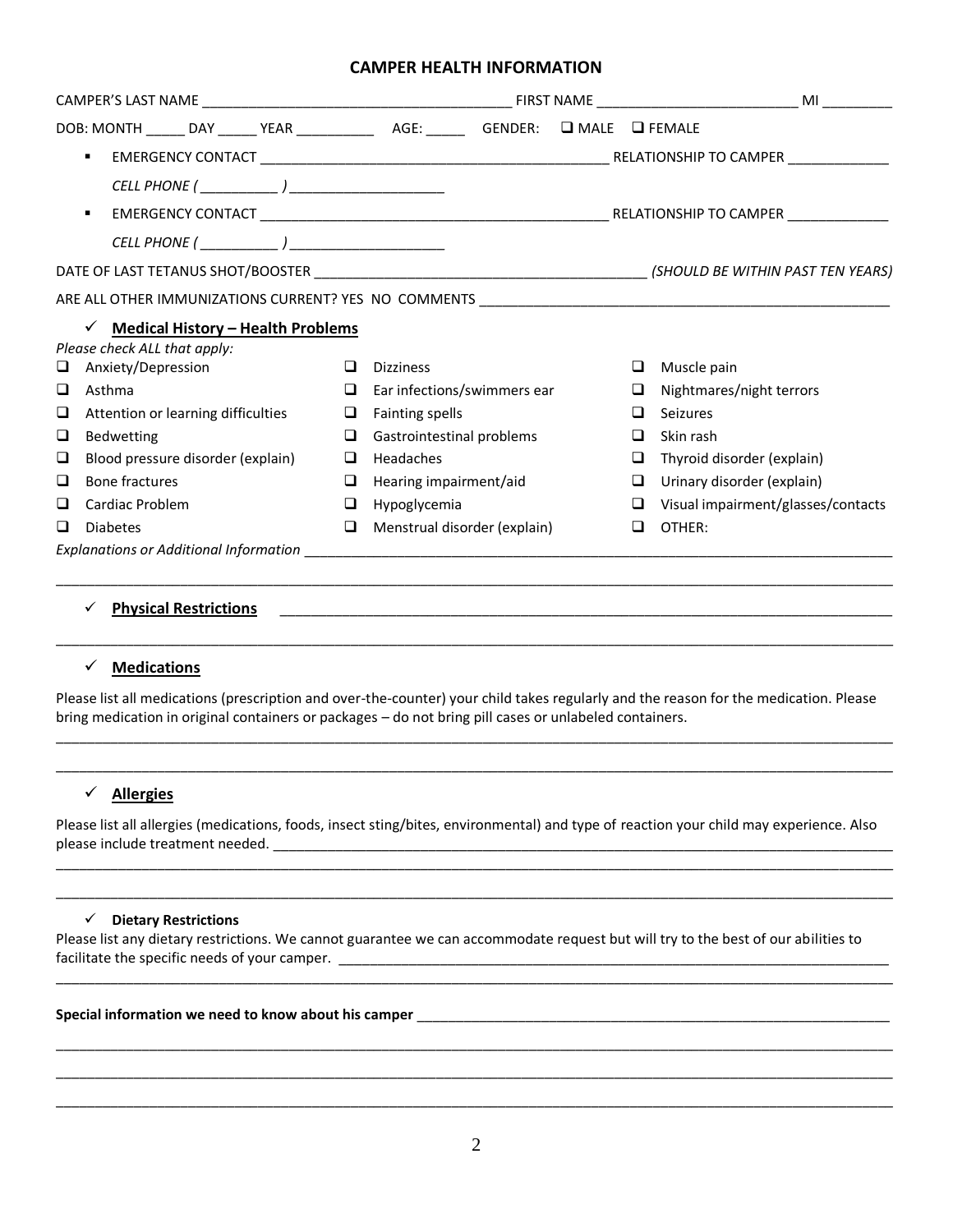# CAMPER HEALTH INFORMATION

CAMPER'S LAST NAME ______________________________________ FIRST NAME _________________________ MI _________

DOB: MONTH _____ DAY _____ YEAR __________ AGE: _____ GENDER: ❑ MALE ❑ FEMALE

- EMERGENCY CONTACT _____________________________________________ RELATIONSHIP TO CAMPER _____________

  *CELL PHONE ( __________ ) ____________________*

- EMERGENCY CONTACT _____________________________________________ RELATIONSHIP TO CAMPER _____________

  *CELL PHONE ( __________ ) ____________________*

DATE OF LAST TETANUS SHOT/BOOSTER ___________________________________________ *(SHOULD BE WITHIN PAST TEN YEARS)*

ARE ALL OTHER IMMUNIZATIONS CURRENT? YES NO COMMENTS _____________________________________________________

## ✓ Medical History – Health Problems

*Please check ALL that apply:*

- ❑ Anxiety/Depression
- ❑ Asthma
- ❑ Attention or learning difficulties
- ❑ Bedwetting
- ❑ Blood pressure disorder (explain)
- ❑ Bone fractures
- ❑ Cardiac Problem
- ❑ Diabetes
- ❑ Dizziness
- ❑ Ear infections/swimmers ear
- ❑ Fainting spells
- ❑ Gastrointestinal problems
- ❑ Headaches
- ❑ Hearing impairment/aid
- ❑ Hypoglycemia
- ❑ Menstrual disorder (explain)
- ❑ Muscle pain
- ❑ Nightmares/night terrors
- ❑ Seizures
- ❑ Skin rash
- ❑ Thyroid disorder (explain)
- ❑ Urinary disorder (explain)
- ❑ Visual impairment/glasses/contacts
- ❑ OTHER:

*Explanations or Additional Information* ____________________________________________________________________________

______________________________________________________________________________________________________

## ✓ Physical Restrictions

______________________________________________________________________________________________________

## ✓ Medications

Please list all medications (prescription and over-the-counter) your child takes regularly and the reason for the medication. Please bring medication in original containers or packages – do not bring pill cases or unlabeled containers.

______________________________________________________________________________________________________

______________________________________________________________________________________________________

## ✓ Allergies

Please list all allergies (medications, foods, insect sting/bites, environmental) and type of reaction your child may experience. Also please include treatment needed. __________________________________________________________________________

______________________________________________________________________________________________________

______________________________________________________________________________________________________

## ✓ Dietary Restrictions

Please list any dietary restrictions. We cannot guarantee we can accommodate request but will try to the best of our abilities to facilitate the specific needs of your camper. ___________________________________________________________________

______________________________________________________________________________________________________

**Special information we need to know about his camper** _______________________________________________________

______________________________________________________________________________________________________

______________________________________________________________________________________________________

______________________________________________________________________________________________________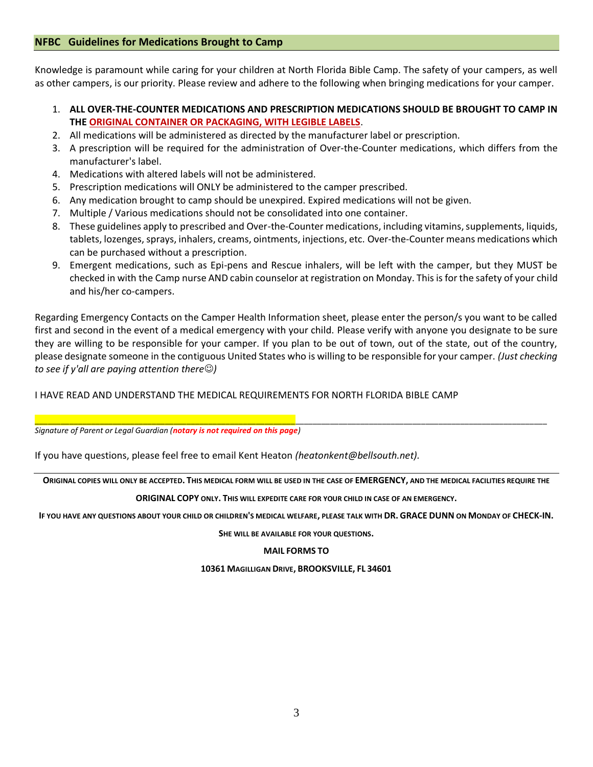## NFBC Guidelines for Medications Brought to Camp

Knowledge is paramount while caring for your children at North Florida Bible Camp. The safety of your campers, as well as other campers, is our priority. Please review and adhere to the following when bringing medications for your camper.

1. **ALL OVER-THE-COUNTER MEDICATIONS AND PRESCRIPTION MEDICATIONS SHOULD BE BROUGHT TO CAMP IN THE ORIGINAL CONTAINER OR PACKAGING, WITH LEGIBLE LABELS**.
2. All medications will be administered as directed by the manufacturer label or prescription.
3. A prescription will be required for the administration of Over-the-Counter medications, which differs from the manufacturer's label.
4. Medications with altered labels will not be administered.
5. Prescription medications will ONLY be administered to the camper prescribed.
6. Any medication brought to camp should be unexpired. Expired medications will not be given.
7. Multiple / Various medications should not be consolidated into one container.
8. These guidelines apply to prescribed and Over-the-Counter medications, including vitamins, supplements, liquids, tablets, lozenges, sprays, inhalers, creams, ointments, injections, etc. Over-the-Counter means medications which can be purchased without a prescription.
9. Emergent medications, such as Epi-pens and Rescue inhalers, will be left with the camper, but they MUST be checked in with the Camp nurse AND cabin counselor at registration on Monday. This is for the safety of your child and his/her co-campers.

Regarding Emergency Contacts on the Camper Health Information sheet, please enter the person/s you want to be called first and second in the event of a medical emergency with your child. Please verify with anyone you designate to be sure they are willing to be responsible for your camper. If you plan to be out of town, out of the state, out of the country, please designate someone in the contiguous United States who is willing to be responsible for your camper. *(Just checking to see if y'all are paying attention there☺)*

I HAVE READ AND UNDERSTAND THE MEDICAL REQUIREMENTS FOR NORTH FLORIDA BIBLE CAMP

_______________________________________________________________________________

*Signature of Parent or Legal Guardian (**notary is not required on this page**)*

If you have questions, please feel free to email Kent Heaton *(heatonkent@bellsouth.net).*

---

**ORIGINAL COPIES WILL ONLY BE ACCEPTED. THIS MEDICAL FORM WILL BE USED IN THE CASE OF EMERGENCY, AND THE MEDICAL FACILITIES REQUIRE THE ORIGINAL COPY ONLY. THIS WILL EXPEDITE CARE FOR YOUR CHILD IN CASE OF AN EMERGENCY.**

**IF YOU HAVE ANY QUESTIONS ABOUT YOUR CHILD OR CHILDREN'S MEDICAL WELFARE, PLEASE TALK WITH DR. GRACE DUNN ON MONDAY OF CHECK-IN. SHE WILL BE AVAILABLE FOR YOUR QUESTIONS.**

**MAIL FORMS TO**

**10361 MAGILLIGAN DRIVE, BROOKSVILLE, FL 34601**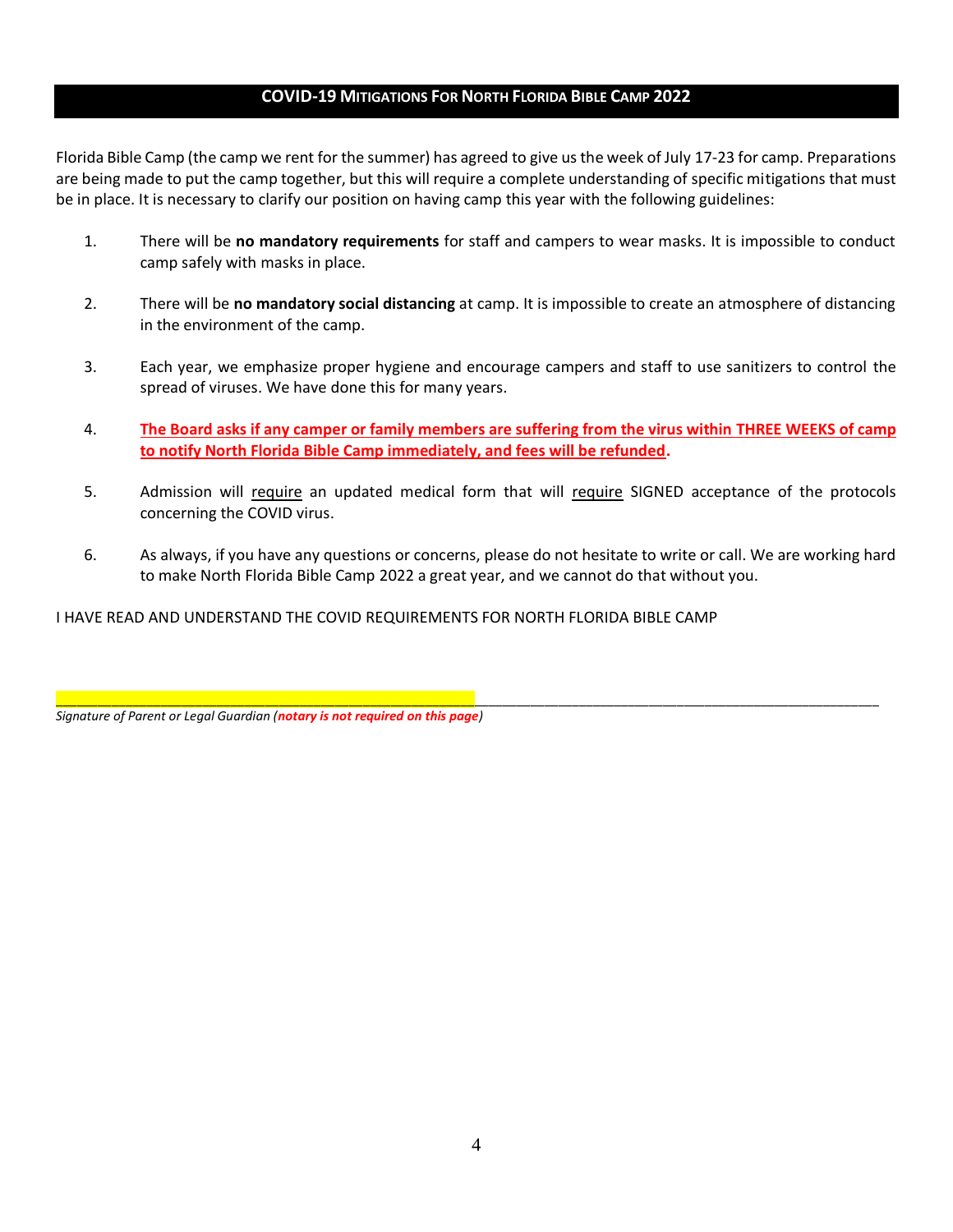## COVID-19 MITIGATIONS FOR NORTH FLORIDA BIBLE CAMP 2022

Florida Bible Camp (the camp we rent for the summer) has agreed to give us the week of July 17-23 for camp. Preparations are being made to put the camp together, but this will require a complete understanding of specific mitigations that must be in place. It is necessary to clarify our position on having camp this year with the following guidelines:

1. There will be **no mandatory requirements** for staff and campers to wear masks. It is impossible to conduct camp safely with masks in place.

2. There will be **no mandatory social distancing** at camp. It is impossible to create an atmosphere of distancing in the environment of the camp.

3. Each year, we emphasize proper hygiene and encourage campers and staff to use sanitizers to control the spread of viruses. We have done this for many years.

4. **The Board asks if any camper or family members are suffering from the virus within THREE WEEKS of camp to notify North Florida Bible Camp immediately, and fees will be refunded.**

5. Admission will require an updated medical form that will require SIGNED acceptance of the protocols concerning the COVID virus.

6. As always, if you have any questions or concerns, please do not hesitate to write or call. We are working hard to make North Florida Bible Camp 2022 a great year, and we cannot do that without you.

I HAVE READ AND UNDERSTAND THE COVID REQUIREMENTS FOR NORTH FLORIDA BIBLE CAMP

_______________________________________________________________________________________

*Signature of Parent or Legal Guardian (**notary is not required on this page**)*